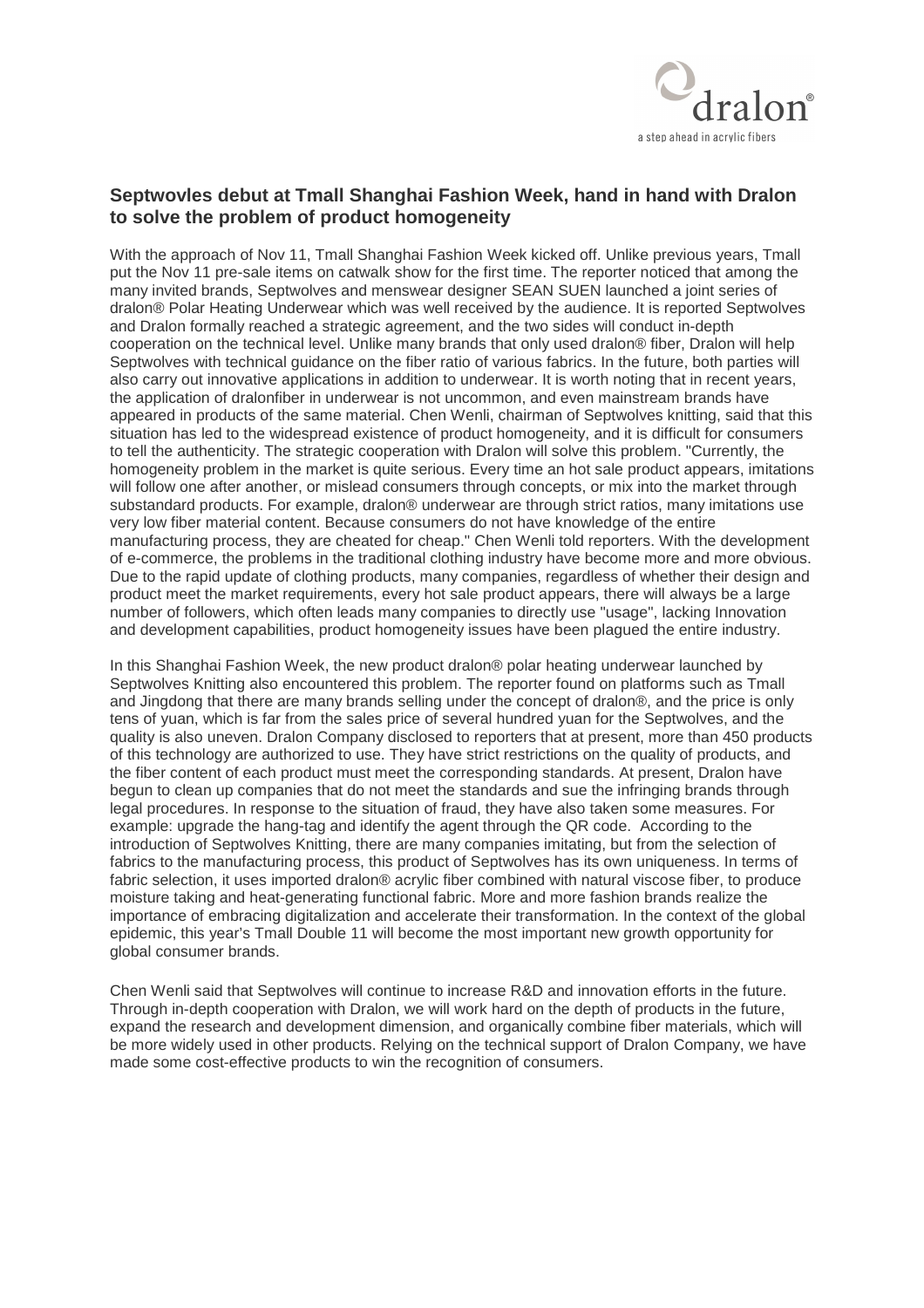## Septwovles debut at Tmall Shanghai Fashion Week, hand in hand with Dralon to solve the problem of product homogeneity

With the approach of Nov 11, Tmall Shanghai Fashion Week kicked off. Unlike previous years, Tmall put the Nov 11 pre-sale items on catwalk show for the first time. The reporter noticed that among the many invited brands, Septwolves and menswear designer SEAN SUEN launched a joint series of dralon® Polar Heating Underwear which was well received by the audience. It is reported Septwolves and Dralon formally reached a strategic agreement, and the two sides will conduct in-depth cooperation on the technical level. Unlike many brands that only used dralon® fiber, Dralon will help Septwolves with technical guidance on the fiber ratio of various fabrics. In the future, both parties will also carry out innovative applications in addition to underwear. It is worth noting that in recent years, the application of dralonfiber in underwear is not uncommon, and even mainstream brands have appeared in products of the same material. Chen Wenli, chairman of Septwolves knitting, said that this situation has led to the widespread existence of product homogeneity, and it is difficult for consumers to tell the authenticity. The strategic cooperation with Dralon will solve this problem. "Currently, the homogeneity problem in the market is quite serious. Every time an hot sale product appears, imitations will follow one after another, or mislead consumers through concepts, or mix into the market through substandard products. For example, dralon® underwear are through strict ratios, many imitations use very low fiber material content. Because consumers do not have knowledge of the entire manufacturing process, they are cheated for cheap." Chen Wenli told reporters. With the development of e-commerce, the problems in the traditional clothing industry have become more and more obvious. Due to the rapid update of clothing products, many companies, regardless of whether their design and product meet the market requirements, every hot sale product appears, there will always be a large number of followers, which often leads many companies to directly use "usage", lacking Innovation and development capabilities, product homogeneity issues have been plagued the entire industry.

In this Shanghai Fashion Week, the new product dralon® polar heating underwear launched by Septwolves Knitting also encountered this problem. The reporter found on platforms such as Tmall and Jingdong that there are many brands selling under the concept of dralon®, and the price is only tens of yuan, which is far from the sales price of several hundred yuan for the Septwolves, and the quality is also uneven. Dralon Company disclosed to reporters that at present, more than 450 products of this technology are authorized to use. They have strict restrictions on the quality of products, and the fiber content of each product must meet the corresponding standards. At present, Dralon have begun to clean up companies that do not meet the standards and sue the infringing brands through legal procedures. In response to the situation of fraud, they have also taken some measures. For example: upgrade the hang-tag and identify the agent through the QR code. According to the introduction of Septwolves Knitting, there are many companies imitating, but from the selection of fabrics to the manufacturing process, this product of Septwolves has its own uniqueness. In terms of fabric selection, it uses imported dralon® acrylic fiber combined with natural viscose fiber, to produce moisture taking and heat-generating functional fabric. More and more fashion brands realize the importance of embracing digitalization and accelerate their transformation. In the context of the global epidemic, this year's Tmall Double 11 will become the most important new growth opportunity for global consumer brands.

Chen Wenli said that Septwolves will continue to increase R&D and innovation efforts in the future. Through in-depth cooperation with Dralon, we will work hard on the depth of products in the future, expand the research and development dimension, and organically combine fiber materials, which will be more widely used in other products. Relying on the technical support of Dralon Company, we have made some cost-effective products to win the recognition of consumers.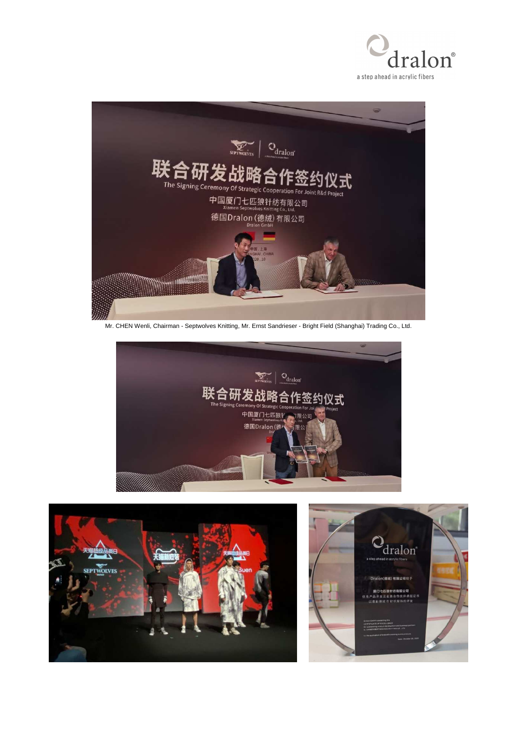Mr. CHEN Wenli, Chairman - Septwolves Knitting, Mr. Ernst Sandrieser - Bright Field (Shanghai) Trading Co., Ltd.